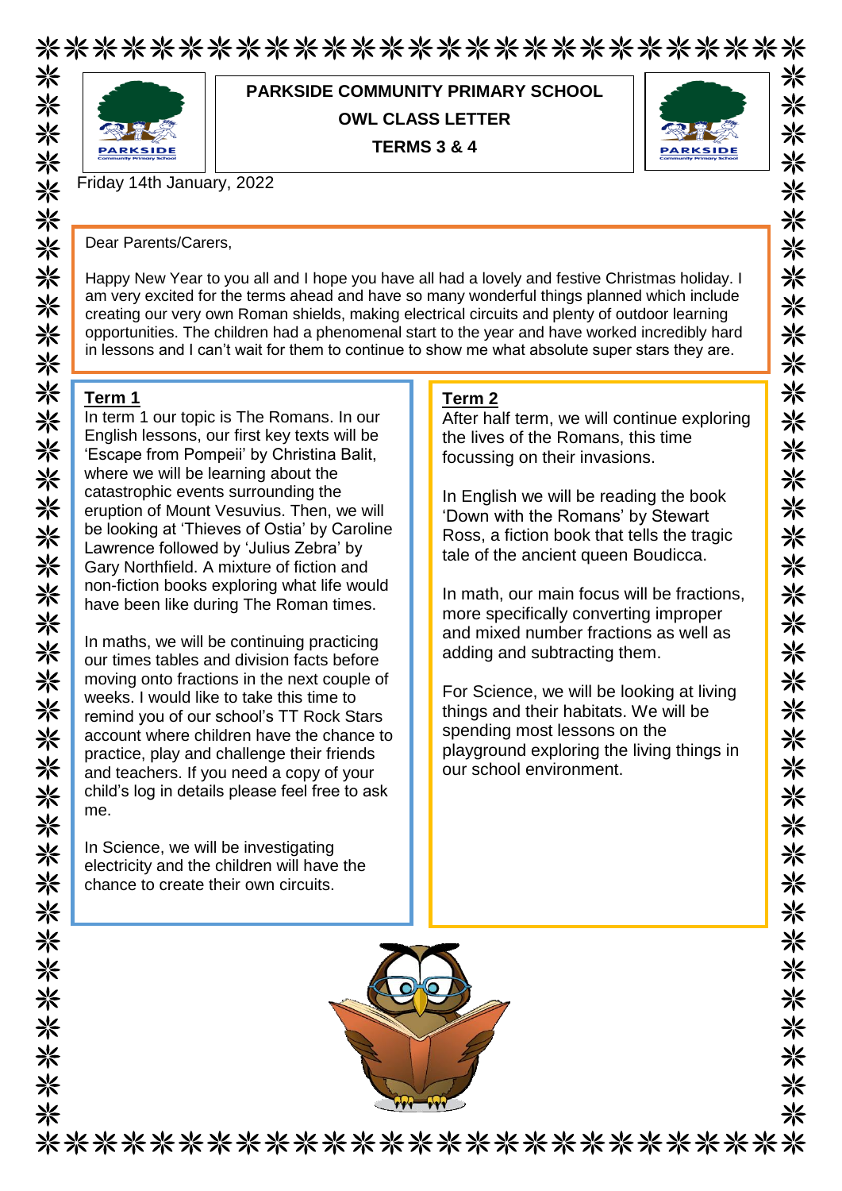# PARKSIDE COMMUNITY PRIMARY SCHOOL

## OWL CLASS LETTER

## TERMS 3 & 4

Friday 14th January, 2022

Dear Parents/Carers,

Happy New Year to you all and I hope you have all had a lovely and festive Christmas holiday. I am very excited for the terms ahead and have so many wonderful things planned which include creating our very own Roman shields, making electrical circuits and plenty of outdoor learning opportunities. The children had a phenomenal start to the year and have worked incredibly hard in lessons and I can't wait for them to continue to show me what absolute super stars they are.

### Term 1

In term 1 our topic is The Romans. In our English lessons, our first key texts will be 'Escape from Pompeii' by Christina Balit, where we will be learning about the catastrophic events surrounding the eruption of Mount Vesuvius. Then, we will be looking at 'Thieves of Ostia' by Caroline Lawrence followed by 'Julius Zebra' by Gary Northfield. A mixture of fiction and non-fiction books exploring what life would have been like during The Roman times.

In maths, we will be continuing practicing our times tables and division facts before moving onto fractions in the next couple of weeks. I would like to take this time to remind you of our school's TT Rock Stars account where children have the chance to practice, play and challenge their friends and teachers. If you need a copy of your child's log in details please feel free to ask me.

In Science, we will be investigating electricity and the children will have the chance to create their own circuits.

### Term 2

After half term, we will continue exploring the lives of the Romans, this time focussing on their invasions.

In English we will be reading the book 'Down with the Romans' by Stewart Ross, a fiction book that tells the tragic tale of the ancient queen Boudicca.

In math, our main focus will be fractions, more specifically converting improper and mixed number fractions as well as adding and subtracting them.

For Science, we will be looking at living things and their habitats. We will be spending most lessons on the playground exploring the living things in our school environment.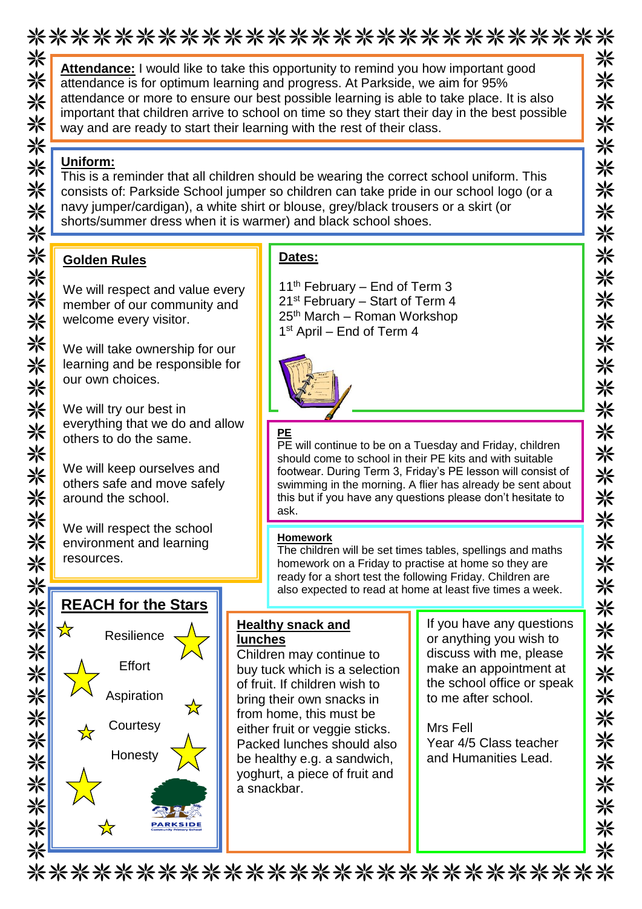**Attendance:** I would like to take this opportunity to remind you how important good attendance is for optimum learning and progress. At Parkside, we aim for 95% attendance or more to ensure our best possible learning is able to take place. It is also important that children arrive to school on time so they start their day in the best possible way and are ready to start their learning with the rest of their class.

**Uniform:**

This is a reminder that all children should be wearing the correct school uniform. This consists of: Parkside School jumper so children can take pride in our school logo (or a navy jumper/cardigan), a white shirt or blouse, grey/black trousers or a skirt (or shorts/summer dress when it is warmer) and black school shoes.

**Golden Rules**

We will respect and value every member of our community and welcome every visitor.

We will take ownership for our learning and be responsible for our own choices.

We will try our best in everything that we do and allow others to do the same.

We will keep ourselves and others safe and move safely around the school.

We will respect the school environment and learning resources.

**Dates:**

11th February – End of Term 3
21st February – Start of Term 4
25th March – Roman Workshop
1st April – End of Term 4

**PE**

PE will continue to be on a Tuesday and Friday, children should come to school in their PE kits and with suitable footwear. During Term 3, Friday's PE lesson will consist of swimming in the morning. A flier has already be sent about this but if you have any questions please don't hesitate to ask.

**Homework**

The children will be set times tables, spellings and maths homework on a Friday to practise at home so they are ready for a short test the following Friday. Children are also expected to read at home at least five times a week.

**REACH for the Stars**

Resilience
Effort
Aspiration
Courtesy
Honesty

PARKSIDE Community Primary School

**Healthy snack and lunches**

Children may continue to buy tuck which is a selection of fruit. If children wish to bring their own snacks in from home, this must be either fruit or veggie sticks. Packed lunches should also be healthy e.g. a sandwich, yoghurt, a piece of fruit and a snackbar.

If you have any questions or anything you wish to discuss with me, please make an appointment at the school office or speak to me after school.

Mrs Fell
Year 4/5 Class teacher and Humanities Lead.